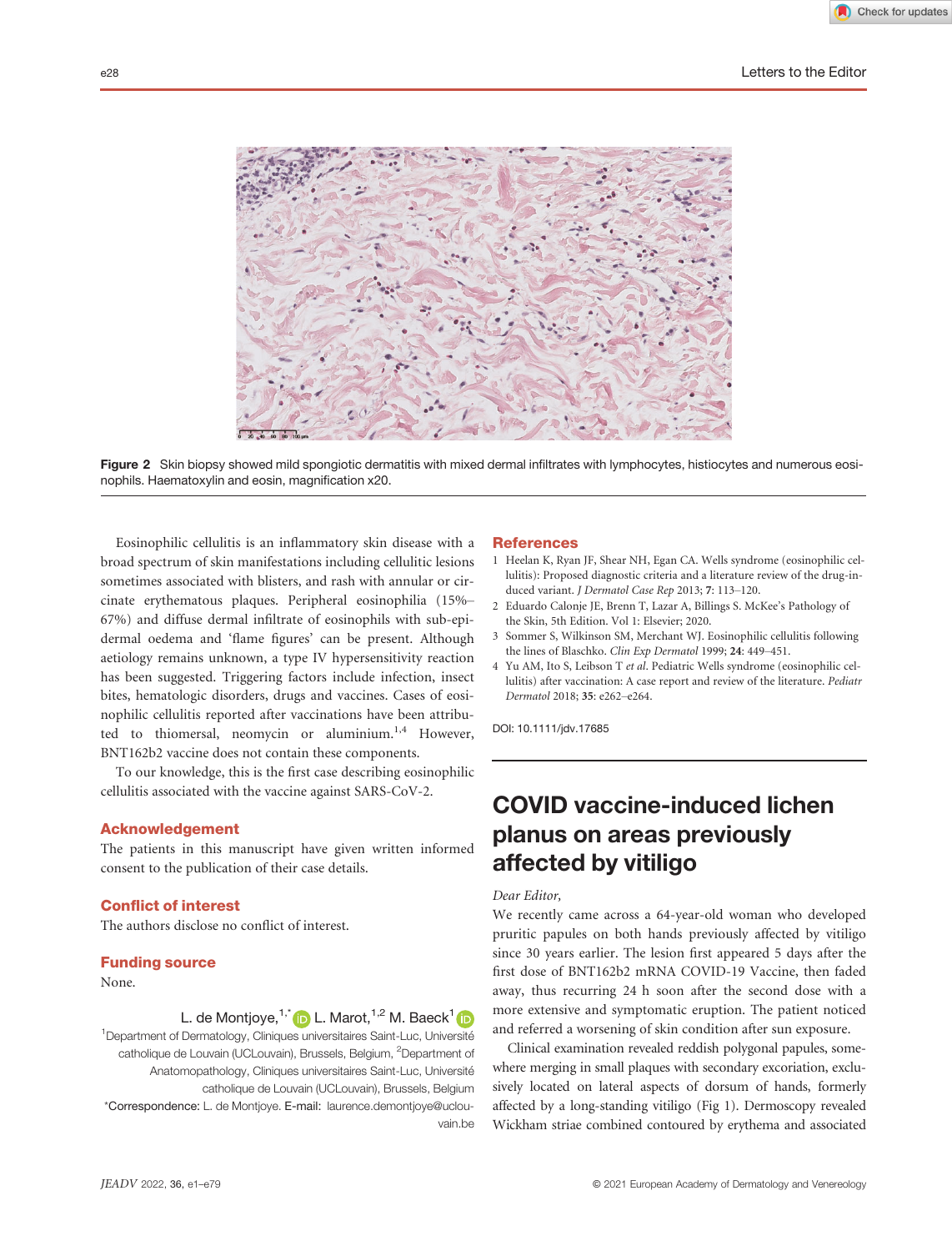Figure 2 Skin biopsy showed mild spongiotic dermatitis with mixed dermal infiltrates with lymphocytes, histiocytes and numerous eosinophils. Haematoxylin and eosin, magnification x20.

Eosinophilic cellulitis is an inflammatory skin disease with a broad spectrum of skin manifestations including cellulitic lesions sometimes associated with blisters, and rash with annular or circinate erythematous plaques. Peripheral eosinophilia (15%–67%) and diffuse dermal infiltrate of eosinophils with sub-epidermal oedema and 'flame figures' can be present. Although aetiology remains unknown, a type IV hypersensitivity reaction has been suggested. Triggering factors include infection, insect bites, hematologic disorders, drugs and vaccines. Cases of eosinophilic cellulitis reported after vaccinations have been attributed to thiomersal, neomycin or aluminium.[1,4] However, BNT162b2 vaccine does not contain these components.

To our knowledge, this is the first case describing eosinophilic cellulitis associated with the vaccine against SARS-CoV-2.

## Acknowledgement

The patients in this manuscript have given written informed consent to the publication of their case details.

## Conflict of interest

The authors disclose no conflict of interest.

## Funding source

None.

L. de Montjoye,[1,*] L. Marot,[1,2] M. Baeck[1]

[1]Department of Dermatology, Cliniques universitaires Saint-Luc, Université catholique de Louvain (UCLouvain), Brussels, Belgium, [2]Department of Anatomopathology, Cliniques universitaires Saint-Luc, Université catholique de Louvain (UCLouvain), Brussels, Belgium

*Correspondence: L. de Montjoye. E-mail: laurence.demontjoye@uclouvain.be

## References

1. Heelan K, Ryan JF, Shear NH, Egan CA. Wells syndrome (eosinophilic cellulitis): Proposed diagnostic criteria and a literature review of the drug-induced variant. *J Dermatol Case Rep* 2013; **7**: 113–120.
2. Eduardo Calonje JE, Brenn T, Lazar A, Billings S. McKee's Pathology of the Skin, 5th Edition. Vol 1: Elsevier; 2020.
3. Sommer S, Wilkinson SM, Merchant WJ. Eosinophilic cellulitis following the lines of Blaschko. *Clin Exp Dermatol* 1999; **24**: 449–451.
4. Yu AM, Ito S, Leibson T *et al*. Pediatric Wells syndrome (eosinophilic cellulitis) after vaccination: A case report and review of the literature. *Pediatr Dermatol* 2018; **35**: e262–e264.

DOI: 10.1111/jdv.17685

# COVID vaccine-induced lichen planus on areas previously affected by vitiligo

*Dear Editor,*

We recently came across a 64-year-old woman who developed pruritic papules on both hands previously affected by vitiligo since 30 years earlier. The lesion first appeared 5 days after the first dose of BNT162b2 mRNA COVID-19 Vaccine, then faded away, thus recurring 24 h soon after the second dose with a more extensive and symptomatic eruption. The patient noticed and referred a worsening of skin condition after sun exposure.

Clinical examination revealed reddish polygonal papules, somewhere merging in small plaques with secondary excoriation, exclusively located on lateral aspects of dorsum of hands, formerly affected by a long-standing vitiligo (Fig 1). Dermoscopy revealed Wickham striae combined contoured by erythema and associated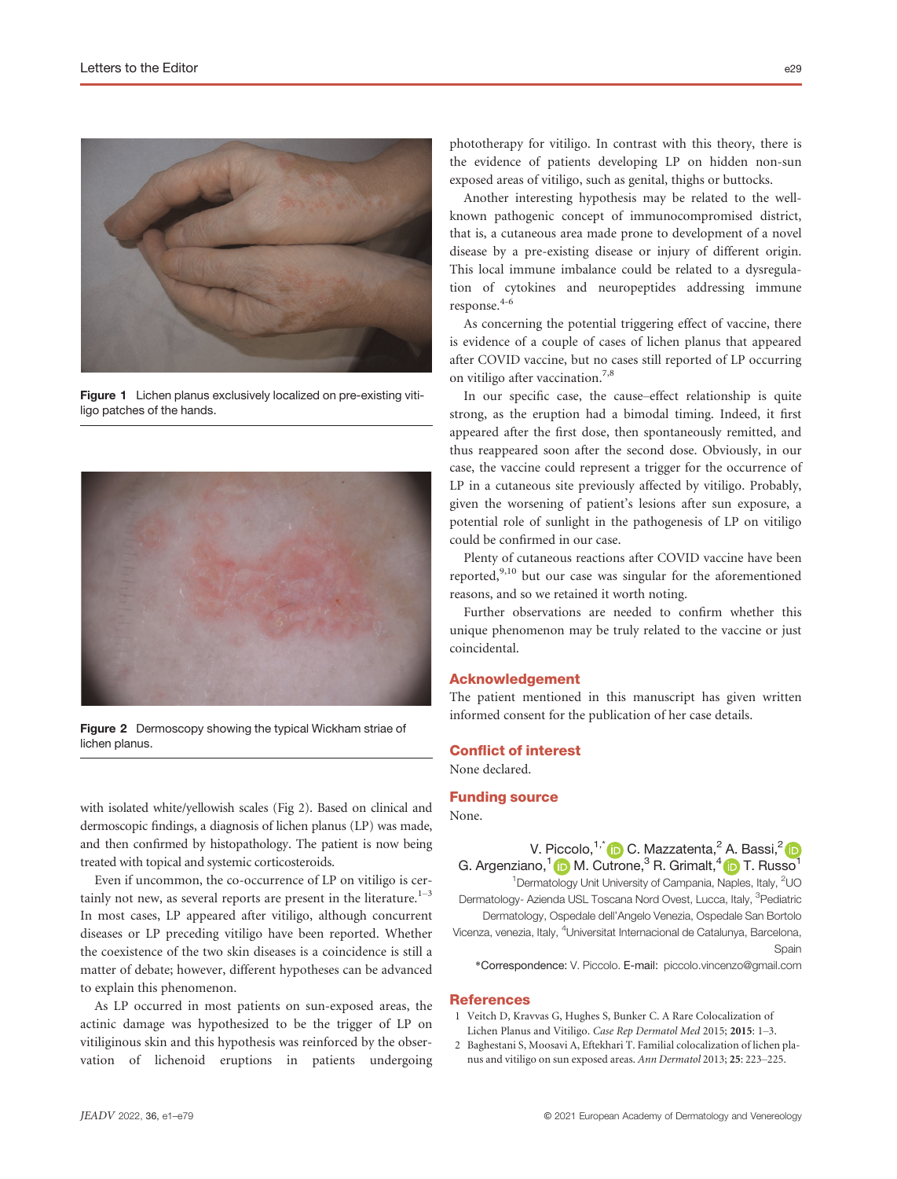Figure 1 Lichen planus exclusively localized on pre-existing vitiligo patches of the hands.

Figure 2 Dermoscopy showing the typical Wickham striae of lichen planus.

with isolated white/yellowish scales (Fig 2). Based on clinical and dermoscopic findings, a diagnosis of lichen planus (LP) was made, and then confirmed by histopathology. The patient is now being treated with topical and systemic corticosteroids.

Even if uncommon, the co-occurrence of LP on vitiligo is certainly not new, as several reports are present in the literature.[1–3] In most cases, LP appeared after vitiligo, although concurrent diseases or LP preceding vitiligo have been reported. Whether the coexistence of the two skin diseases is a coincidence is still a matter of debate; however, different hypotheses can be advanced to explain this phenomenon.

As LP occurred in most patients on sun-exposed areas, the actinic damage was hypothesized to be the trigger of LP on vitiliginous skin and this hypothesis was reinforced by the observation of lichenoid eruptions in patients undergoing phototherapy for vitiligo. In contrast with this theory, there is the evidence of patients developing LP on hidden non-sun exposed areas of vitiligo, such as genital, thighs or buttocks.

Another interesting hypothesis may be related to the well-known pathogenic concept of immunocompromised district, that is, a cutaneous area made prone to development of a novel disease by a pre-existing disease or injury of different origin. This local immune imbalance could be related to a dysregulation of cytokines and neuropeptides addressing immune response.[4–6]

As concerning the potential triggering effect of vaccine, there is evidence of a couple of cases of lichen planus that appeared after COVID vaccine, but no cases still reported of LP occurring on vitiligo after vaccination.[7,8]

In our specific case, the cause–effect relationship is quite strong, as the eruption had a bimodal timing. Indeed, it first appeared after the first dose, then spontaneously remitted, and thus reappeared soon after the second dose. Obviously, in our case, the vaccine could represent a trigger for the occurrence of LP in a cutaneous site previously affected by vitiligo. Probably, given the worsening of patient's lesions after sun exposure, a potential role of sunlight in the pathogenesis of LP on vitiligo could be confirmed in our case.

Plenty of cutaneous reactions after COVID vaccine have been reported,[9,10] but our case was singular for the aforementioned reasons, and so we retained it worth noting.

Further observations are needed to confirm whether this unique phenomenon may be truly related to the vaccine or just coincidental.

## Acknowledgement

The patient mentioned in this manuscript has given written informed consent for the publication of her case details.

## Conflict of interest

None declared.

## Funding source

None.

V. Piccolo,[1,*] C. Mazzatenta,[2] A. Bassi,[2] G. Argenziano,[1] M. Cutrone,[3] R. Grimalt,[4] T. Russo[1]

[1]Dermatology Unit University of Campania, Naples, Italy, [2]UO Dermatology- Azienda USL Toscana Nord Ovest, Lucca, Italy, [3]Pediatric Dermatology, Ospedale dell'Angelo Venezia, Ospedale San Bortolo Vicenza, venezia, Italy, [4]Universitat Internacional de Catalunya, Barcelona, Spain

*Correspondence: V. Piccolo. E-mail: piccolo.vincenzo@gmail.com

## References

1. Veitch D, Kravvas G, Hughes S, Bunker C. A Rare Colocalization of Lichen Planus and Vitiligo. *Case Rep Dermatol Med* 2015; **2015**: 1–3.
2. Baghestani S, Moosavi A, Eftekhari T. Familial colocalization of lichen planus and vitiligo on sun exposed areas. *Ann Dermatol* 2013; **25**: 223–225.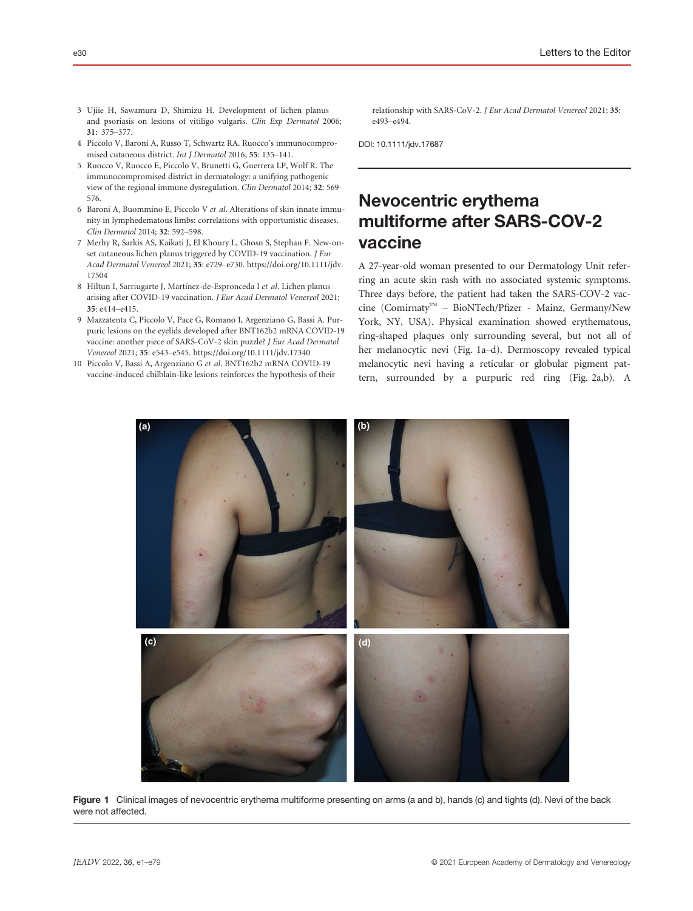3 Ujiie H, Sawamura D, Shimizu H. Development of lichen planus and psoriasis on lesions of vitiligo vulgaris. *Clin Exp Dermatol* 2006; **31**: 375–377.

4 Piccolo V, Baroni A, Russo T, Schwartz RA. Ruocco's immunocompromised cutaneous district. *Int J Dermatol* 2016; **55**: 135–141.

5 Ruocco V, Ruocco E, Piccolo V, Brunetti G, Guerrera LP, Wolf R. The immunocompromised district in dermatology: a unifying pathogenic view of the regional immune dysregulation. *Clin Dermatol* 2014; **32**: 569–576.

6 Baroni A, Buommino E, Piccolo V *et al*. Alterations of skin innate immunity in lymphedematous limbs: correlations with opportunistic diseases. *Clin Dermatol* 2014; **32**: 592–598.

7 Merhy R, Sarkis AS, Kaikati J, El Khoury L, Ghosn S, Stephan F. New-onset cutaneous lichen planus triggered by COVID-19 vaccination. *J Eur Acad Dermatol Venereol* 2021; **35**: e729–e730. https://doi.org/10.1111/jdv.17504

8 Hiltun I, Sarriugarte J, Martínez-de-Espronceda I *et al*. Lichen planus arising after COVID-19 vaccination. *J Eur Acad Dermatol Venereol* 2021; **35**: e414–e415.

9 Mazzatenta C, Piccolo V, Pace G, Romano I, Argenziano G, Bassi A. Purpuric lesions on the eyelids developed after BNT162b2 mRNA COVID-19 vaccine: another piece of SARS-CoV-2 skin puzzle? *J Eur Acad Dermatol Venereol* 2021; **35**: e543–e545. https://doi.org/10.1111/jdv.17340

10 Piccolo V, Bassi A, Argenziano G *et al*. BNT162b2 mRNA COVID-19 vaccine-induced chilblain-like lesions reinforces the hypothesis of their relationship with SARS-CoV-2. *J Eur Acad Dermatol Venereol* 2021; **35**: e493–e494.

DOI: 10.1111/jdv.17687

# Nevocentric erythema multiforme after SARS-COV-2 vaccine

A 27-year-old woman presented to our Dermatology Unit referring an acute skin rash with no associated systemic symptoms. Three days before, the patient had taken the SARS-COV-2 vaccine (Comirnaty™ – BioNTech/Pfizer - Mainz, Germany/New York, NY, USA). Physical examination showed erythematous, ring-shaped plaques only surrounding several, but not all of her melanocytic nevi (Fig. 1a–d). Dermoscopy revealed typical melanocytic nevi having a reticular or globular pigment pattern, surrounded by a purpuric red ring (Fig. 2a,b). A

**Figure 1** Clinical images of nevocentric erythema multiforme presenting on arms (a and b), hands (c) and tights (d). Nevi of the back were not affected.